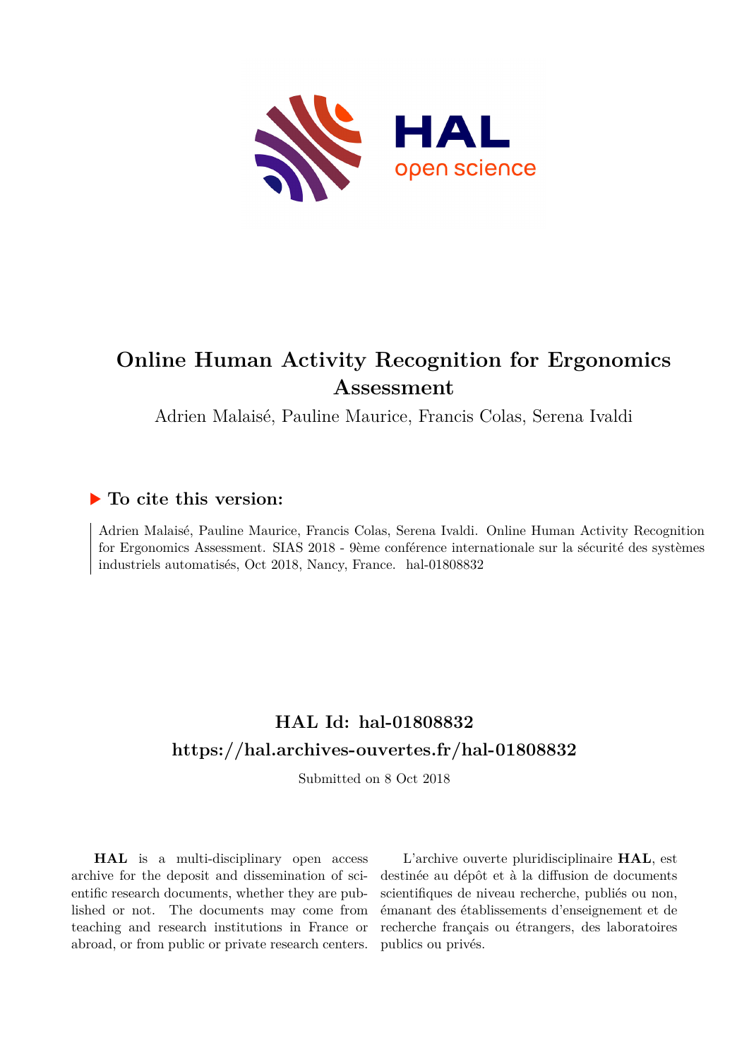HAL open science

# Online Human Activity Recognition for Ergonomics Assessment

Adrien Malaisé, Pauline Maurice, Francis Colas, Serena Ivaldi

## ▶ To cite this version:

Adrien Malaisé, Pauline Maurice, Francis Colas, Serena Ivaldi. Online Human Activity Recognition for Ergonomics Assessment. SIAS 2018 - 9ème conférence internationale sur la sécurité des systèmes industriels automatisés, Oct 2018, Nancy, France. hal-01808832

## HAL Id: hal-01808832
## https://hal.archives-ouvertes.fr/hal-01808832

Submitted on 8 Oct 2018

**HAL** is a multi-disciplinary open access archive for the deposit and dissemination of scientific research documents, whether they are published or not. The documents may come from teaching and research institutions in France or abroad, or from public or private research centers.

L'archive ouverte pluridisciplinaire **HAL**, est destinée au dépôt et à la diffusion de documents scientifiques de niveau recherche, publiés ou non, émanant des établissements d'enseignement et de recherche français ou étrangers, des laboratoires publics ou privés.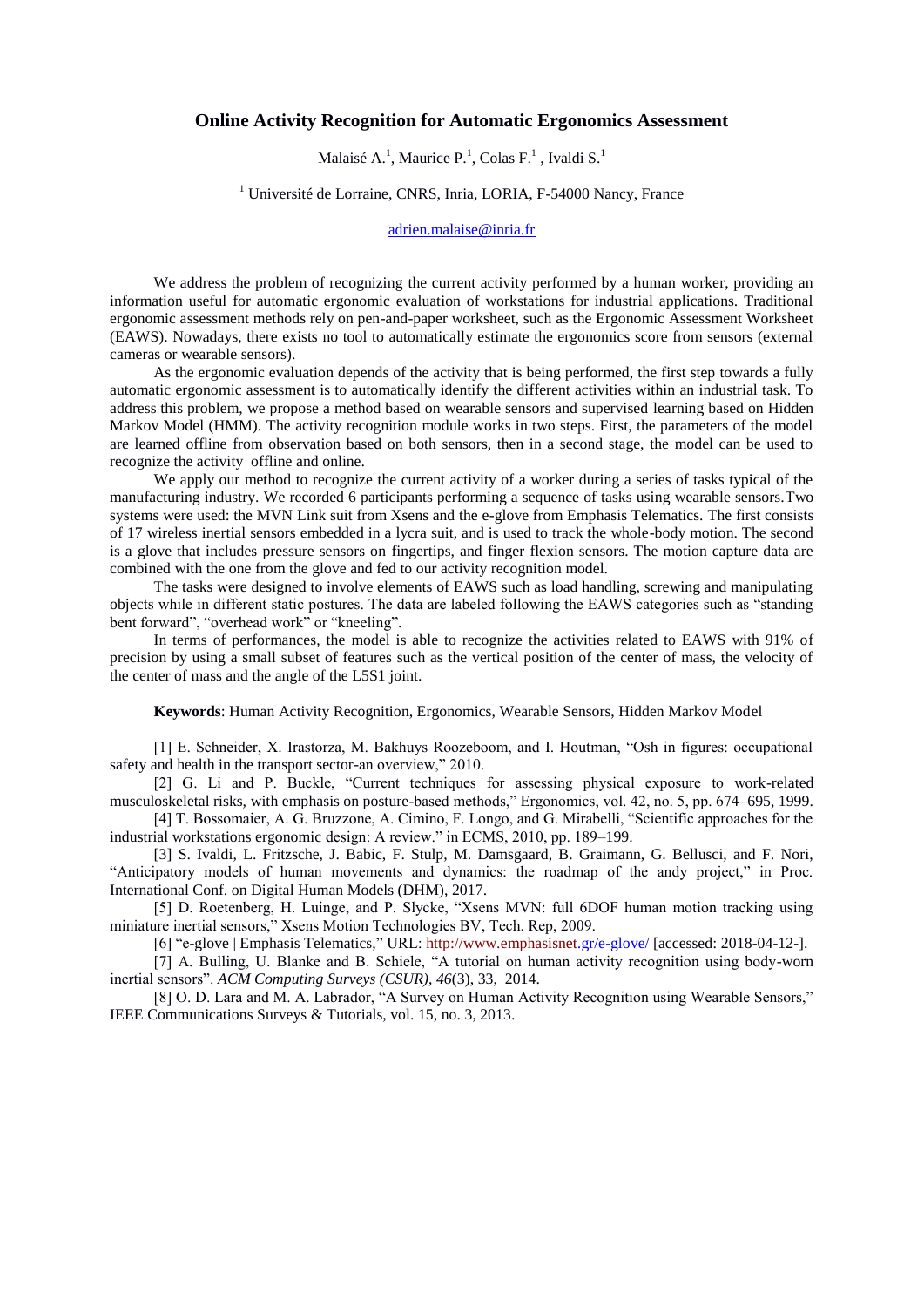# Online Activity Recognition for Automatic Ergonomics Assessment

Malaisé A.[1], Maurice P.[1], Colas F.[1] , Ivaldi S.[1]

[1] Université de Lorraine, CNRS, Inria, LORIA, F-54000 Nancy, France

adrien.malaise@inria.fr

We address the problem of recognizing the current activity performed by a human worker, providing an information useful for automatic ergonomic evaluation of workstations for industrial applications. Traditional ergonomic assessment methods rely on pen-and-paper worksheet, such as the Ergonomic Assessment Worksheet (EAWS). Nowadays, there exists no tool to automatically estimate the ergonomics score from sensors (external cameras or wearable sensors).

As the ergonomic evaluation depends of the activity that is being performed, the first step towards a fully automatic ergonomic assessment is to automatically identify the different activities within an industrial task. To address this problem, we propose a method based on wearable sensors and supervised learning based on Hidden Markov Model (HMM). The activity recognition module works in two steps. First, the parameters of the model are learned offline from observation based on both sensors, then in a second stage, the model can be used to recognize the activity offline and online.

We apply our method to recognize the current activity of a worker during a series of tasks typical of the manufacturing industry. We recorded 6 participants performing a sequence of tasks using wearable sensors.Two systems were used: the MVN Link suit from Xsens and the e-glove from Emphasis Telematics. The first consists of 17 wireless inertial sensors embedded in a lycra suit, and is used to track the whole-body motion. The second is a glove that includes pressure sensors on fingertips, and finger flexion sensors. The motion capture data are combined with the one from the glove and fed to our activity recognition model.

The tasks were designed to involve elements of EAWS such as load handling, screwing and manipulating objects while in different static postures. The data are labeled following the EAWS categories such as "standing bent forward", "overhead work" or "kneeling".

In terms of performances, the model is able to recognize the activities related to EAWS with 91% of precision by using a small subset of features such as the vertical position of the center of mass, the velocity of the center of mass and the angle of the L5S1 joint.

**Keywords**: Human Activity Recognition, Ergonomics, Wearable Sensors, Hidden Markov Model

[1] E. Schneider, X. Irastorza, M. Bakhuys Roozeboom, and I. Houtman, "Osh in figures: occupational safety and health in the transport sector-an overview," 2010.

[2] G. Li and P. Buckle, "Current techniques for assessing physical exposure to work-related musculoskeletal risks, with emphasis on posture-based methods," Ergonomics, vol. 42, no. 5, pp. 674–695, 1999.

[4] T. Bossomaier, A. G. Bruzzone, A. Cimino, F. Longo, and G. Mirabelli, "Scientific approaches for the industrial workstations ergonomic design: A review." in ECMS, 2010, pp. 189–199.

[3] S. Ivaldi, L. Fritzsche, J. Babic, F. Stulp, M. Damsgaard, B. Graimann, G. Bellusci, and F. Nori, "Anticipatory models of human movements and dynamics: the roadmap of the andy project," in Proc. International Conf. on Digital Human Models (DHM), 2017.

[5] D. Roetenberg, H. Luinge, and P. Slycke, "Xsens MVN: full 6DOF human motion tracking using miniature inertial sensors," Xsens Motion Technologies BV, Tech. Rep, 2009.

[6] "e-glove | Emphasis Telematics," URL: http://www.emphasisnet.gr/e-glove/ [accessed: 2018-04-12-].

[7] A. Bulling, U. Blanke and B. Schiele, "A tutorial on human activity recognition using body-worn inertial sensors". *ACM Computing Surveys (CSUR)*, *46*(3), 33, 2014.

[8] O. D. Lara and M. A. Labrador, "A Survey on Human Activity Recognition using Wearable Sensors," IEEE Communications Surveys & Tutorials, vol. 15, no. 3, 2013.